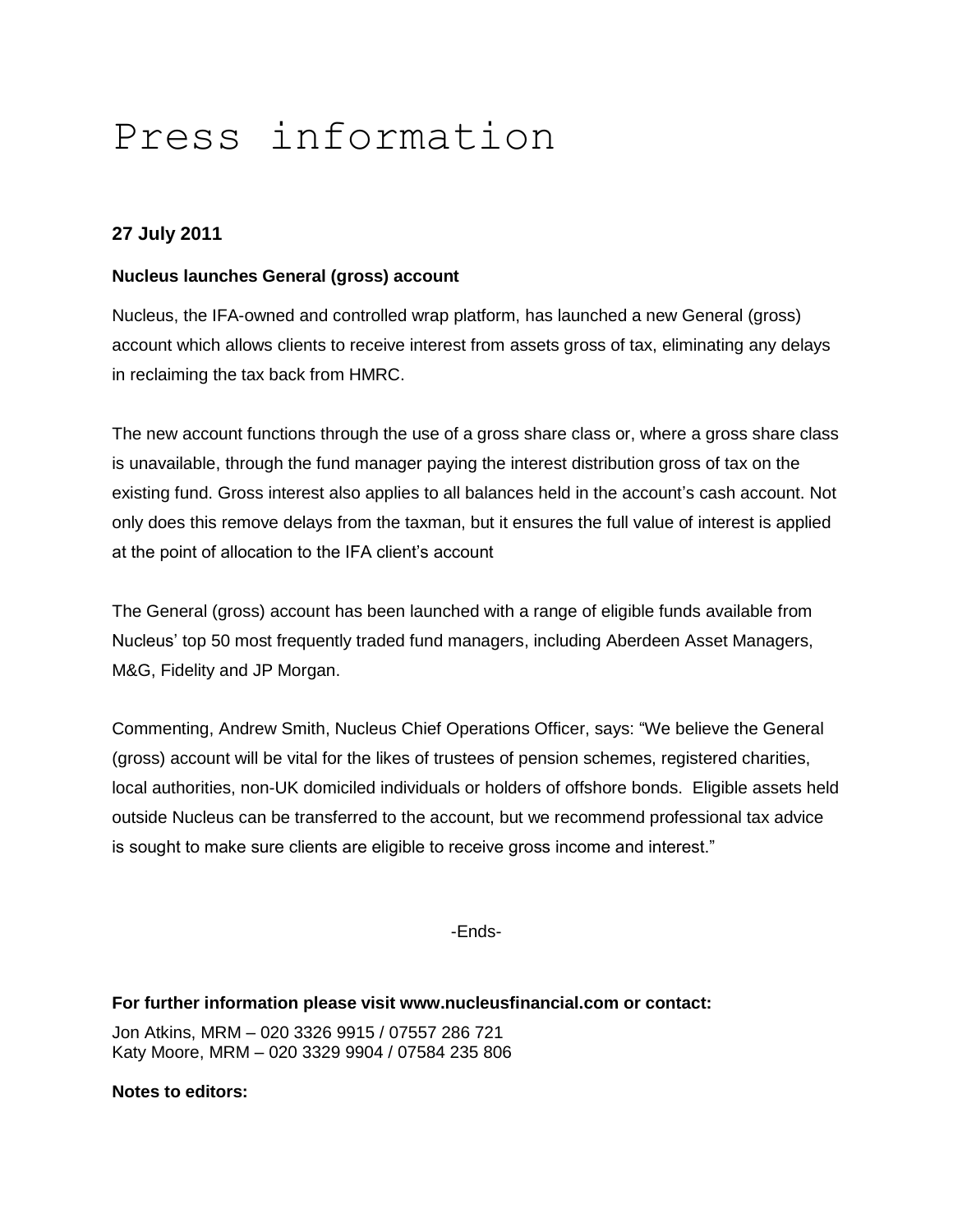# Press information

**27 July 2011**

**Nucleus launches General (gross) account**

Nucleus, the IFA-owned and controlled wrap platform, has launched a new General (gross) account which allows clients to receive interest from assets gross of tax, eliminating any delays in reclaiming the tax back from HMRC.

The new account functions through the use of a gross share class or, where a gross share class is unavailable, through the fund manager paying the interest distribution gross of tax on the existing fund. Gross interest also applies to all balances held in the account's cash account. Not only does this remove delays from the taxman, but it ensures the full value of interest is applied at the point of allocation to the IFA client's account

The General (gross) account has been launched with a range of eligible funds available from Nucleus' top 50 most frequently traded fund managers, including Aberdeen Asset Managers, M&G, Fidelity and JP Morgan.

Commenting, Andrew Smith, Nucleus Chief Operations Officer, says: "We believe the General (gross) account will be vital for the likes of trustees of pension schemes, registered charities, local authorities, non-UK domiciled individuals or holders of offshore bonds. Eligible assets held outside Nucleus can be transferred to the account, but we recommend professional tax advice is sought to make sure clients are eligible to receive gross income and interest."

-Ends-

**For further information please visit www.nucleusfinancial.com or contact:**

Jon Atkins, MRM – 020 3326 9915 / 07557 286 721
Katy Moore, MRM – 020 3329 9904 / 07584 235 806

**Notes to editors:**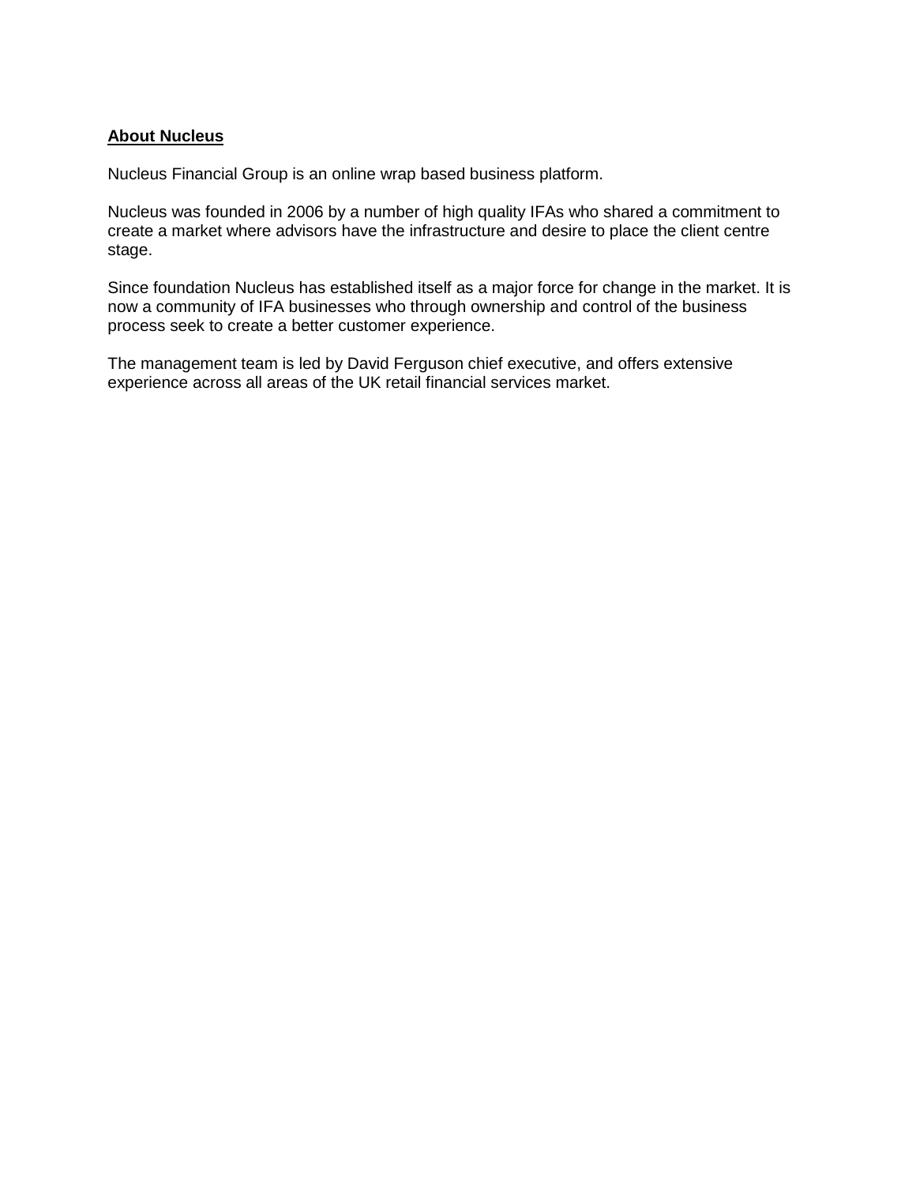**About Nucleus**

Nucleus Financial Group is an online wrap based business platform.

Nucleus was founded in 2006 by a number of high quality IFAs who shared a commitment to create a market where advisors have the infrastructure and desire to place the client centre stage.

Since foundation Nucleus has established itself as a major force for change in the market. It is now a community of IFA businesses who through ownership and control of the business process seek to create a better customer experience.

The management team is led by David Ferguson chief executive, and offers extensive experience across all areas of the UK retail financial services market.